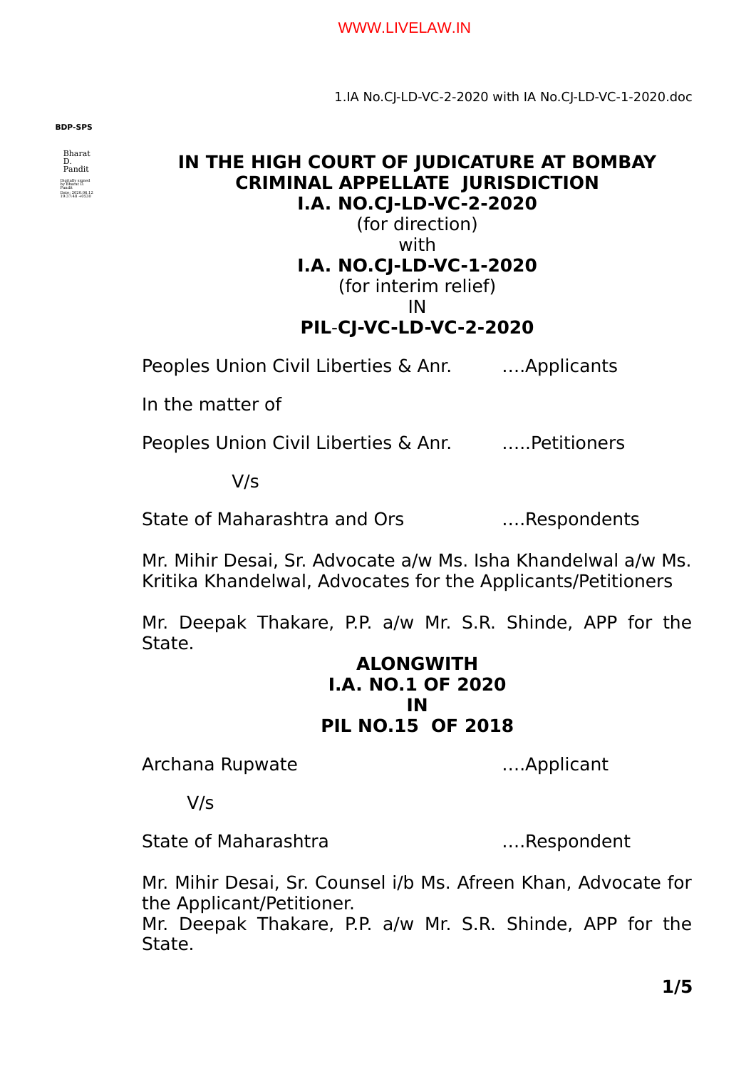BDP-SPS

# IN THE HIGH COURT OF JUDICATURE AT BOMBAY
## CRIMINAL APPELLATE JURISDICTION
## I.A. NO.CJ-LD-VC-2-2020
(for direction)
with
## I.A. NO.CJ-LD-VC-1-2020
(for interim relief)
IN
## PIL-CJ-VC-LD-VC-2-2020

Peoples Union Civil Liberties & Anr. ….Applicants

In the matter of

Peoples Union Civil Liberties & Anr. …..Petitioners

V/s

State of Maharashtra and Ors ….Respondents

Mr. Mihir Desai, Sr. Advocate a/w Ms. Isha Khandelwal a/w Ms. Kritika Khandelwal, Advocates for the Applicants/Petitioners

Mr. Deepak Thakare, P.P. a/w Mr. S.R. Shinde, APP for the State.

## ALONGWITH
## I.A. NO.1 OF 2020
## IN
## PIL NO.15 OF 2018

Archana Rupwate ….Applicant

V/s

State of Maharashtra ….Respondent

Mr. Mihir Desai, Sr. Counsel i/b Ms. Afreen Khan, Advocate for the Applicant/Petitioner.
Mr. Deepak Thakare, P.P. a/w Mr. S.R. Shinde, APP for the State.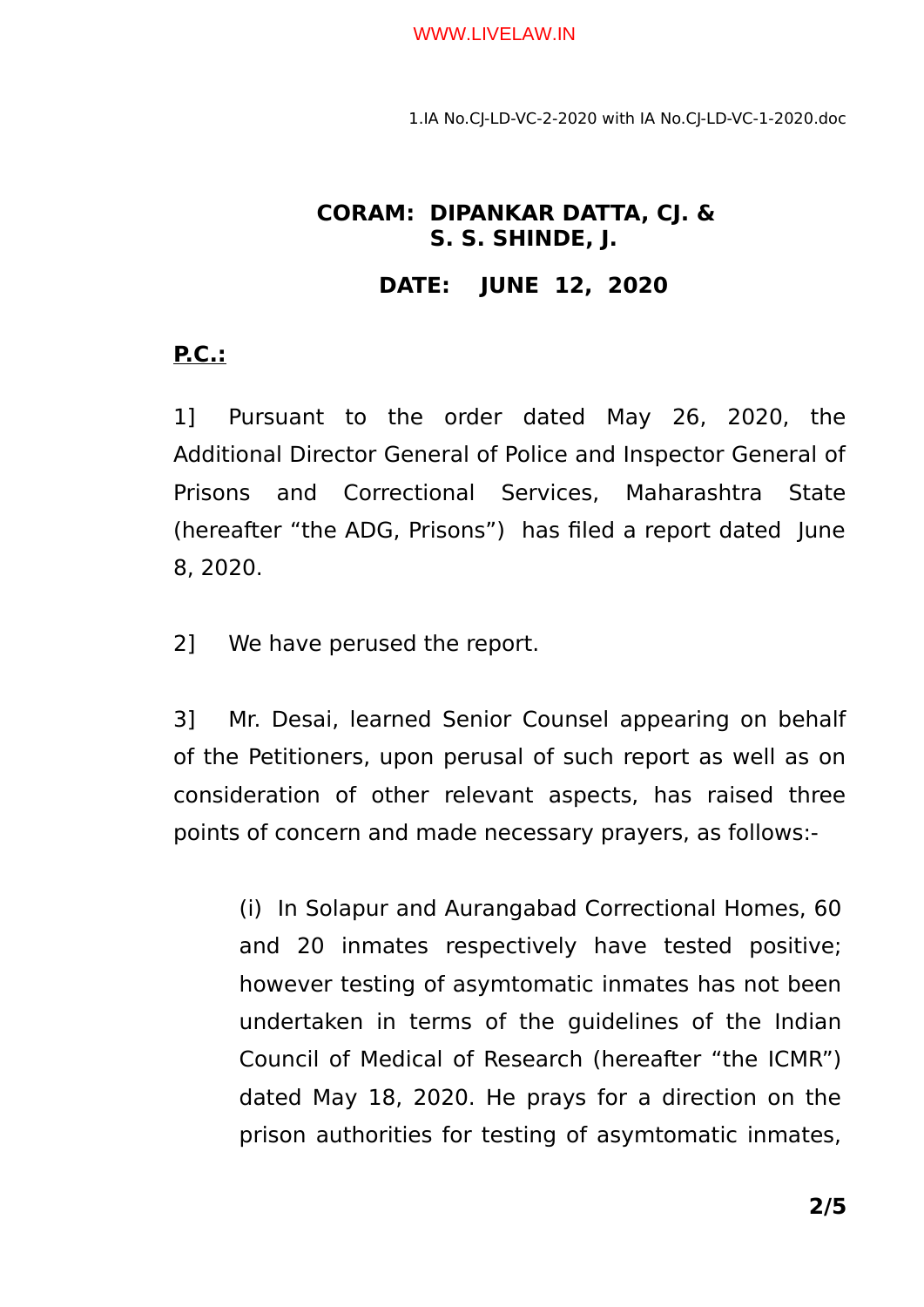**CORAM: DIPANKAR DATTA, CJ. &**
**S. S. SHINDE, J.**

**DATE: JUNE 12, 2020**

**P.C.:**

1] Pursuant to the order dated May 26, 2020, the Additional Director General of Police and Inspector General of Prisons and Correctional Services, Maharashtra State (hereafter "the ADG, Prisons") has filed a report dated June 8, 2020.

2] We have perused the report.

3] Mr. Desai, learned Senior Counsel appearing on behalf of the Petitioners, upon perusal of such report as well as on consideration of other relevant aspects, has raised three points of concern and made necessary prayers, as follows:-

> (i) In Solapur and Aurangabad Correctional Homes, 60 and 20 inmates respectively have tested positive; however testing of asymtomatic inmates has not been undertaken in terms of the guidelines of the Indian Council of Medical of Research (hereafter "the ICMR") dated May 18, 2020. He prays for a direction on the prison authorities for testing of asymtomatic inmates,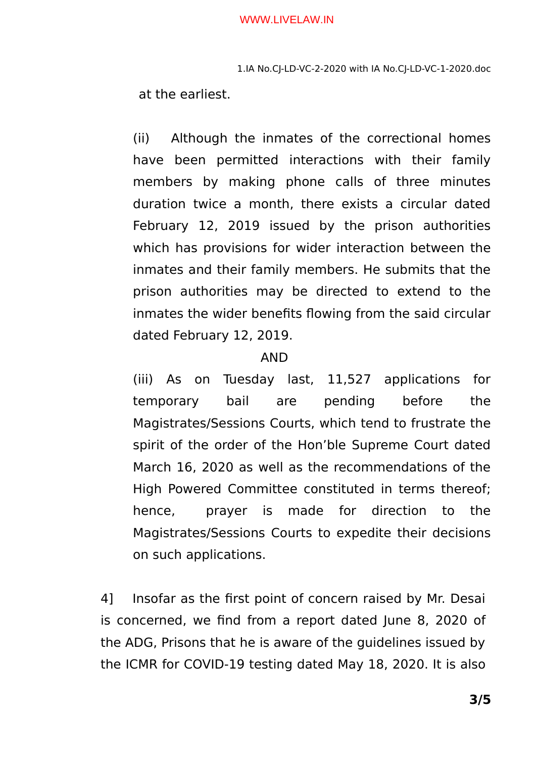at the earliest.

(ii) Although the inmates of the correctional homes have been permitted interactions with their family members by making phone calls of three minutes duration twice a month, there exists a circular dated February 12, 2019 issued by the prison authorities which has provisions for wider interaction between the inmates and their family members. He submits that the prison authorities may be directed to extend to the inmates the wider benefits flowing from the said circular dated February 12, 2019.

AND

(iii) As on Tuesday last, 11,527 applications for temporary bail are pending before the Magistrates/Sessions Courts, which tend to frustrate the spirit of the order of the Hon'ble Supreme Court dated March 16, 2020 as well as the recommendations of the High Powered Committee constituted in terms thereof; hence, prayer is made for direction to the Magistrates/Sessions Courts to expedite their decisions on such applications.

4] Insofar as the first point of concern raised by Mr. Desai is concerned, we find from a report dated June 8, 2020 of the ADG, Prisons that he is aware of the guidelines issued by the ICMR for COVID-19 testing dated May 18, 2020. It is also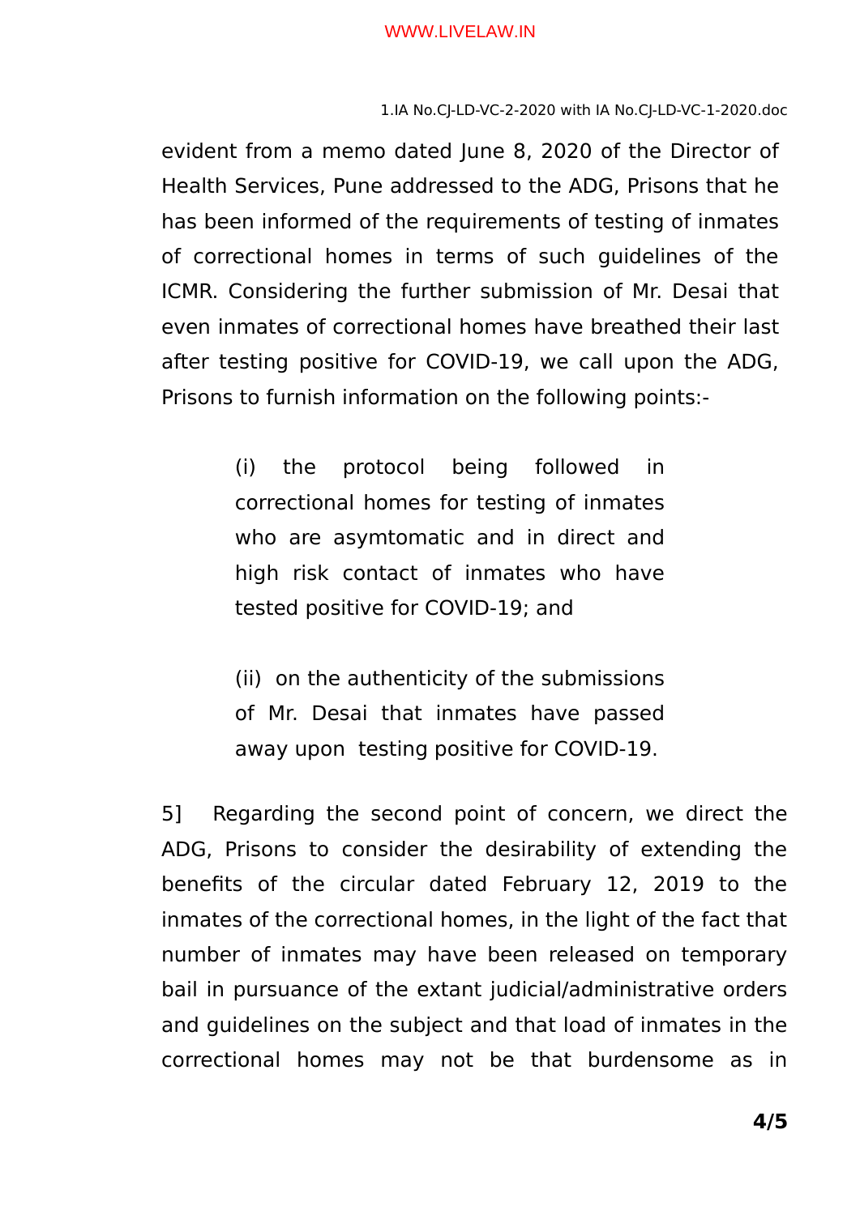evident from a memo dated June 8, 2020 of the Director of Health Services, Pune addressed to the ADG, Prisons that he has been informed of the requirements of testing of inmates of correctional homes in terms of such guidelines of the ICMR. Considering the further submission of Mr. Desai that even inmates of correctional homes have breathed their last after testing positive for COVID-19, we call upon the ADG, Prisons to furnish information on the following points:-

> (i) the protocol being followed in correctional homes for testing of inmates who are asymtomatic and in direct and high risk contact of inmates who have tested positive for COVID-19; and
>
> (ii) on the authenticity of the submissions of Mr. Desai that inmates have passed away upon testing positive for COVID-19.

5] Regarding the second point of concern, we direct the ADG, Prisons to consider the desirability of extending the benefits of the circular dated February 12, 2019 to the inmates of the correctional homes, in the light of the fact that number of inmates may have been released on temporary bail in pursuance of the extant judicial/administrative orders and guidelines on the subject and that load of inmates in the correctional homes may not be that burdensome as in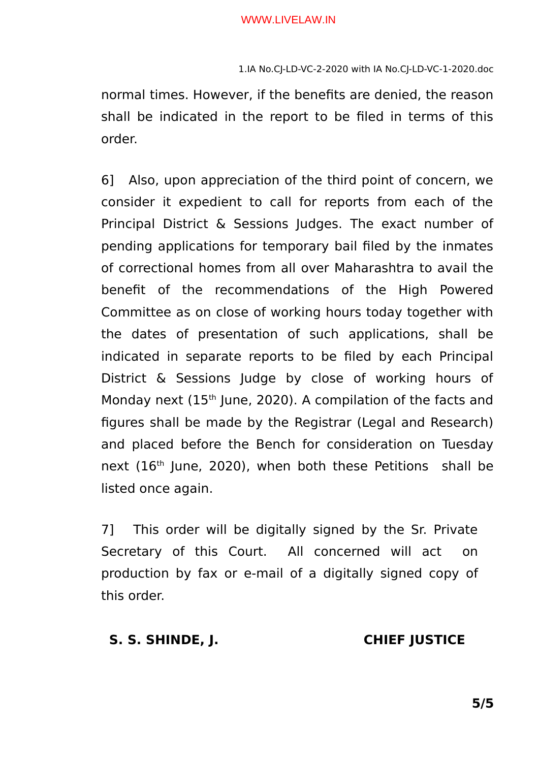normal times. However, if the benefits are denied, the reason shall be indicated in the report to be filed in terms of this order.

6] Also, upon appreciation of the third point of concern, we consider it expedient to call for reports from each of the Principal District & Sessions Judges. The exact number of pending applications for temporary bail filed by the inmates of correctional homes from all over Maharashtra to avail the benefit of the recommendations of the High Powered Committee as on close of working hours today together with the dates of presentation of such applications, shall be indicated in separate reports to be filed by each Principal District & Sessions Judge by close of working hours of Monday next (15th June, 2020). A compilation of the facts and figures shall be made by the Registrar (Legal and Research) and placed before the Bench for consideration on Tuesday next (16th June, 2020), when both these Petitions shall be listed once again.

7] This order will be digitally signed by the Sr. Private Secretary of this Court. All concerned will act on production by fax or e-mail of a digitally signed copy of this order.

**S. S. SHINDE, J.** **CHIEF JUSTICE**